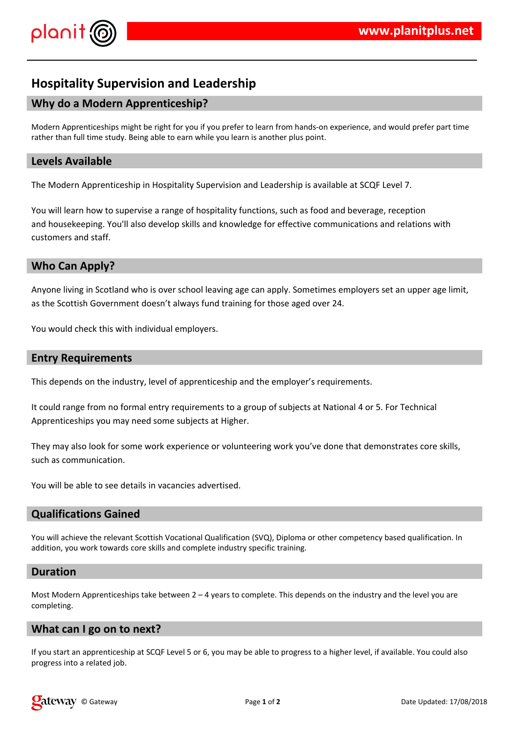# Hospitality Supervision and Leadership

## Why do a Modern Apprenticeship?

Modern Apprenticeships might be right for you if you prefer to learn from hands-on experience, and would prefer part time rather than full time study. Being able to earn while you learn is another plus point.

## Levels Available

The Modern Apprenticeship in Hospitality Supervision and Leadership is available at SCQF Level 7.

You will learn how to supervise a range of hospitality functions, such as food and beverage, reception and housekeeping. You'll also develop skills and knowledge for effective communications and relations with customers and staff.

## Who Can Apply?

Anyone living in Scotland who is over school leaving age can apply. Sometimes employers set an upper age limit, as the Scottish Government doesn't always fund training for those aged over 24.

You would check this with individual employers.

## Entry Requirements

This depends on the industry, level of apprenticeship and the employer's requirements.

It could range from no formal entry requirements to a group of subjects at National 4 or 5. For Technical Apprenticeships you may need some subjects at Higher.

They may also look for some work experience or volunteering work you've done that demonstrates core skills, such as communication.

You will be able to see details in vacancies advertised.

## Qualifications Gained

You will achieve the relevant Scottish Vocational Qualification (SVQ), Diploma or other competency based qualification. In addition, you work towards core skills and complete industry specific training.

## Duration

Most Modern Apprenticeships take between 2 – 4 years to complete. This depends on the industry and the level you are completing.

## What can I go on to next?

If you start an apprenticeship at SCQF Level 5 or 6, you may be able to progress to a higher level, if available. You could also progress into a related job.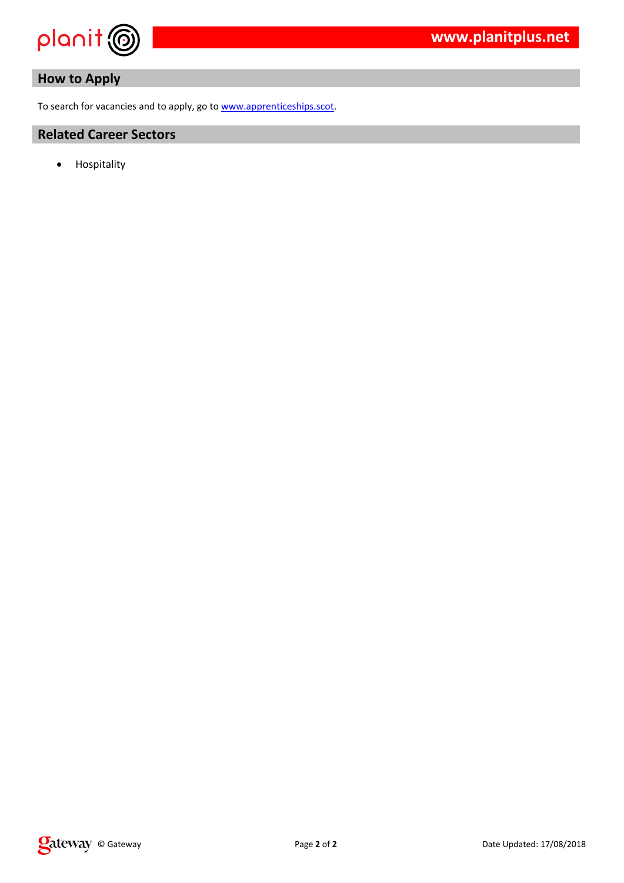## How to Apply

To search for vacancies and to apply, go to www.apprenticeships.scot.

## Related Career Sectors

- Hospitality